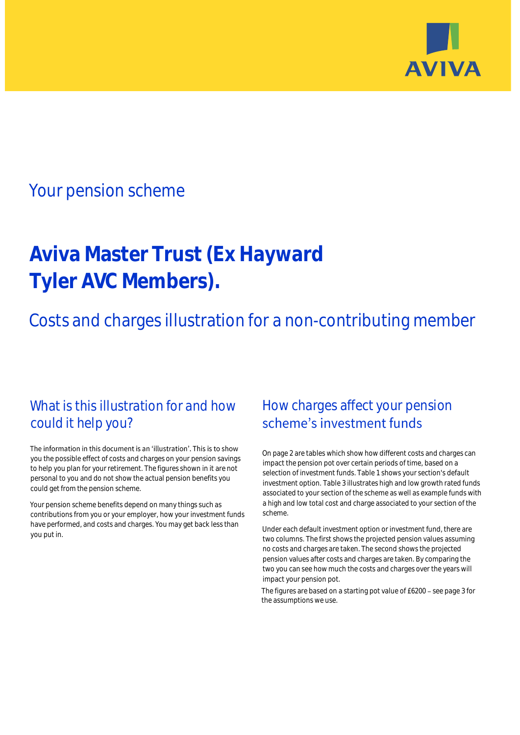AVIVA

Your pension scheme

# Aviva Master Trust (Ex Hayward Tyler AVC Members).

## Costs and charges illustration for a non-contributing member

### What is this illustration for and how could it help you?

The information in this document is an 'illustration'. This is to show you the possible effect of costs and charges on your pension savings to help you plan for your retirement. The figures shown in it are not personal to you and do not show the actual pension benefits you could get from the pension scheme.

Your pension scheme benefits depend on many things such as contributions from you or your employer, how your investment funds have performed, and costs and charges. You may get back less than you put in.

### How charges affect your pension scheme's investment funds

On page 2 are tables which show how different costs and charges can impact the pension pot over certain periods of time, based on a selection of investment funds. Table 1 shows your section's default investment option. Table 3 illustrates high and low growth rated funds associated to your section of the scheme as well as example funds with a high and low total cost and charge associated to your section of the scheme.

Under each default investment option or investment fund, there are two columns. The first shows the projected pension values assuming no costs and charges are taken. The second shows the projected pension values after costs and charges are taken. By comparing the two you can see how much the costs and charges over the years will impact your pension pot.

The figures are based on a starting pot value of £6200 – see page 3 for the assumptions we use.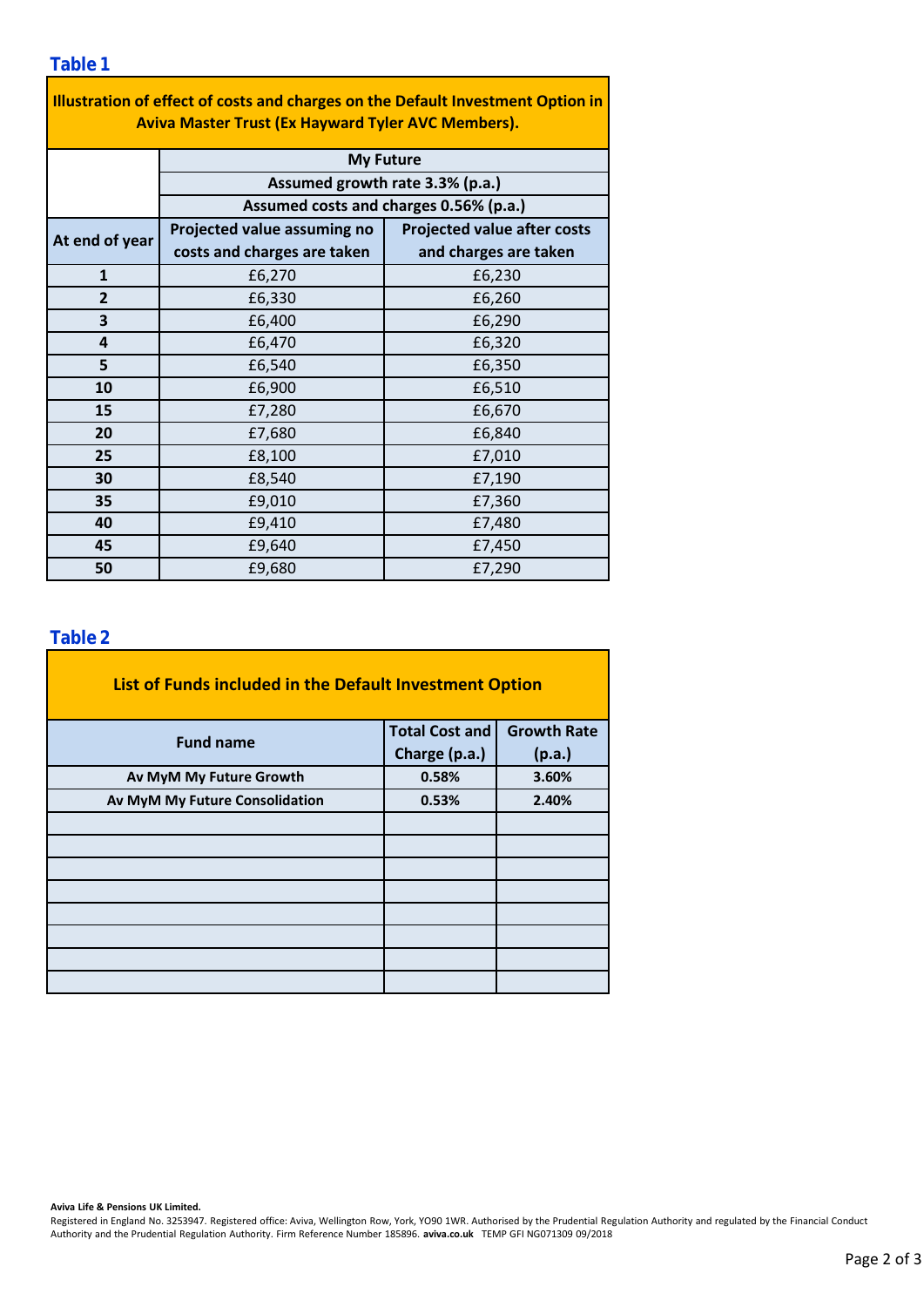## Table 1

| Illustration of effect of costs and charges on the Default Investment Option in Aviva Master Trust (Ex Hayward Tyler AVC Members). | | |
|---|---|---|
| | My Future | |
| | Assumed growth rate 3.3% (p.a.) | |
| | Assumed costs and charges 0.56% (p.a.) | |
| **At end of year** | **Projected value assuming no costs and charges are taken** | **Projected value after costs and charges are taken** |
| **1** | £6,270 | £6,230 |
| **2** | £6,330 | £6,260 |
| **3** | £6,400 | £6,290 |
| **4** | £6,470 | £6,320 |
| **5** | £6,540 | £6,350 |
| **10** | £6,900 | £6,510 |
| **15** | £7,280 | £6,670 |
| **20** | £7,680 | £6,840 |
| **25** | £8,100 | £7,010 |
| **30** | £8,540 | £7,190 |
| **35** | £9,010 | £7,360 |
| **40** | £9,410 | £7,480 |
| **45** | £9,640 | £7,450 |
| **50** | £9,680 | £7,290 |

## Table 2

| List of Funds included in the Default Investment Option | | |
|---|---|---|
| **Fund name** | **Total Cost and Charge (p.a.)** | **Growth Rate (p.a.)** |
| **Av MyM My Future Growth** | **0.58%** | **3.60%** |
| **Av MyM My Future Consolidation** | **0.53%** | **2.40%** |
| | | |
| | | |
| | | |
| | | |
| | | |
| | | |
| | | |
| | | |

**Aviva Life & Pensions UK Limited.**
Registered in England No. 3253947. Registered office: Aviva, Wellington Row, York, YO90 1WR. Authorised by the Prudential Regulation Authority and regulated by the Financial Conduct Authority and the Prudential Regulation Authority. Firm Reference Number 185896. **aviva.co.uk** TEMP GFI NG071309 09/2018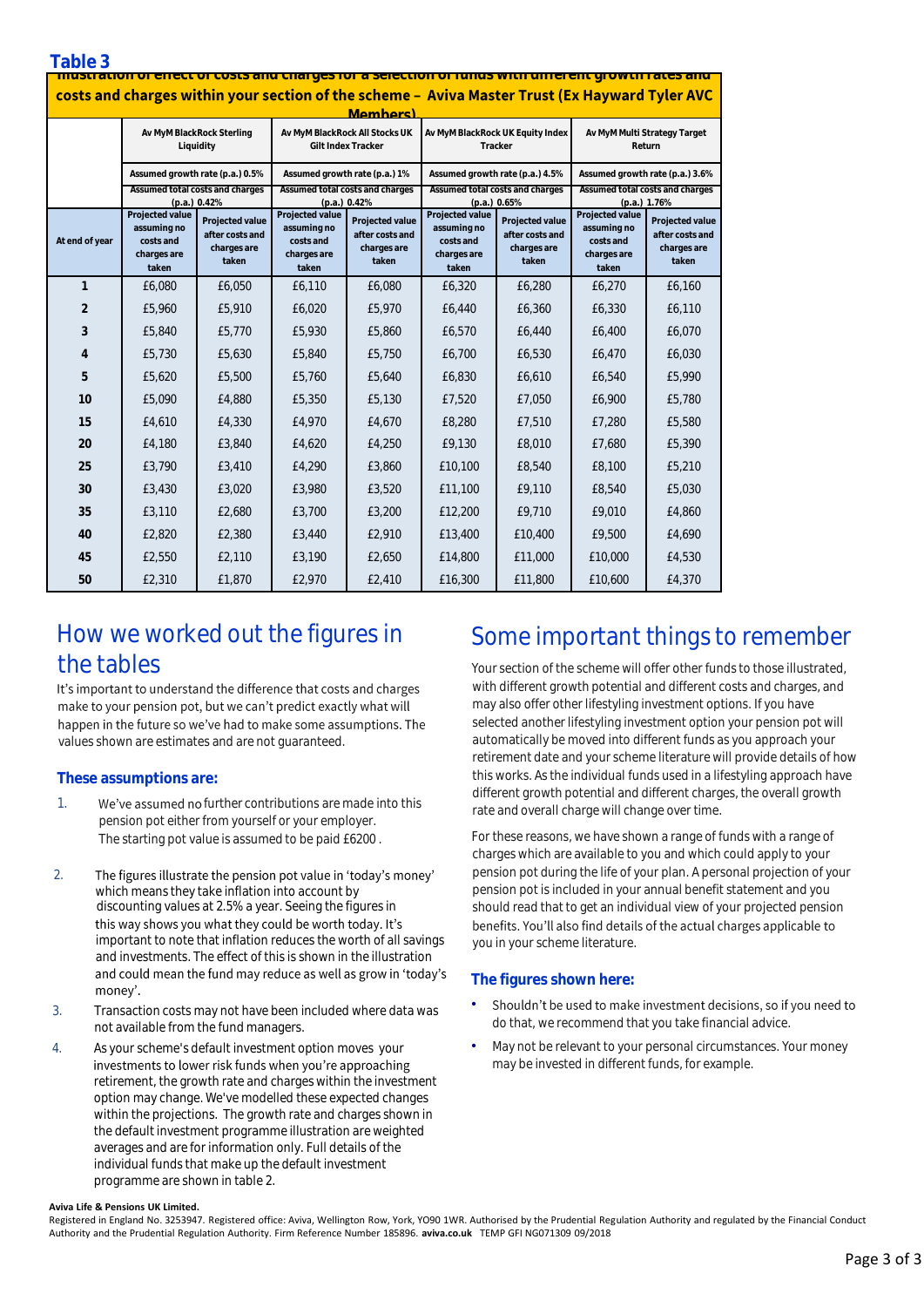## Table 3

**Illustration of effect of costs and charges for a selection of funds with different growth rates and costs and charges within your section of the scheme – Aviva Master Trust (Ex Hayward Tyler AVC Members)**

| | Av MyM BlackRock Sterling Liquidity | | Av MyM BlackRock All Stocks UK Gilt Index Tracker | | Av MyM BlackRock UK Equity Index Tracker | | Av MyM Multi Strategy Target Return | |
|---|---|---|---|---|---|---|---|---|
| | Assumed growth rate (p.a.) 0.5% | | Assumed growth rate (p.a.) 1% | | Assumed growth rate (p.a.) 4.5% | | Assumed growth rate (p.a.) 3.6% | |
| | Assumed total costs and charges (p.a.) 0.42% | | Assumed total costs and charges (p.a.) 0.42% | | Assumed total costs and charges (p.a.) 0.65% | | Assumed total costs and charges (p.a.) 1.76% | |
| At end of year | Projected value assuming no costs and charges are taken | Projected value after costs and charges are taken | Projected value assuming no costs and charges are taken | Projected value after costs and charges are taken | Projected value assuming no costs and charges are taken | Projected value after costs and charges are taken | Projected value assuming no costs and charges are taken | Projected value after costs and charges are taken |
| 1 | £6,080 | £6,050 | £6,110 | £6,080 | £6,320 | £6,280 | £6,270 | £6,160 |
| 2 | £5,960 | £5,910 | £6,020 | £5,970 | £6,440 | £6,360 | £6,330 | £6,110 |
| 3 | £5,840 | £5,770 | £5,930 | £5,860 | £6,570 | £6,440 | £6,400 | £6,070 |
| 4 | £5,730 | £5,630 | £5,840 | £5,750 | £6,700 | £6,530 | £6,470 | £6,030 |
| 5 | £5,620 | £5,500 | £5,760 | £5,640 | £6,830 | £6,610 | £6,540 | £5,990 |
| 10 | £5,090 | £4,880 | £5,350 | £5,130 | £7,520 | £7,050 | £6,900 | £5,780 |
| 15 | £4,610 | £4,330 | £4,970 | £4,670 | £8,280 | £7,510 | £7,280 | £5,580 |
| 20 | £4,180 | £3,840 | £4,620 | £4,250 | £9,130 | £8,010 | £7,680 | £5,390 |
| 25 | £3,790 | £3,410 | £4,290 | £3,860 | £10,100 | £8,540 | £8,100 | £5,210 |
| 30 | £3,430 | £3,020 | £3,980 | £3,520 | £11,100 | £9,110 | £8,540 | £5,030 |
| 35 | £3,110 | £2,680 | £3,700 | £3,200 | £12,200 | £9,710 | £9,010 | £4,860 |
| 40 | £2,820 | £2,380 | £3,440 | £2,910 | £13,400 | £10,400 | £9,500 | £4,690 |
| 45 | £2,550 | £2,110 | £3,190 | £2,650 | £14,800 | £11,000 | £10,000 | £4,530 |
| 50 | £2,310 | £1,870 | £2,970 | £2,410 | £16,300 | £11,800 | £10,600 | £4,370 |

# How we worked out the figures in the tables

It's important to understand the difference that costs and charges make to your pension pot, but we can't predict exactly what will happen in the future so we've had to make some assumptions. The values shown are estimates and are not guaranteed.

### These assumptions are:

1. We've assumed no further contributions are made into this pension pot either from yourself or your employer. The starting pot value is assumed to be paid £6200 .
2. The figures illustrate the pension pot value in 'today's money' which means they take inflation into account by discounting values at 2.5% a year. Seeing the figures in this way shows you what they could be worth today. It's important to note that inflation reduces the worth of all savings and investments. The effect of this is shown in the illustration and could mean the fund may reduce as well as grow in 'today's money'.
3. Transaction costs may not have been included where data was not available from the fund managers.
4. As your scheme's default investment option moves your investments to lower risk funds when you're approaching retirement, the growth rate and charges within the investment option may change. We've modelled these expected changes within the projections. The growth rate and charges shown in the default investment programme illustration are weighted averages and are for information only. Full details of the individual funds that make up the default investment programme are shown in table 2.

# Some important things to remember

Your section of the scheme will offer other funds to those illustrated, with different growth potential and different costs and charges, and may also offer other lifestyling investment options. If you have selected another lifestyling investment option your pension pot will automatically be moved into different funds as you approach your retirement date and your scheme literature will provide details of how this works. As the individual funds used in a lifestyling approach have different growth potential and different charges, the overall growth rate and overall charge will change over time.

For these reasons, we have shown a range of funds with a range of charges which are available to you and which could apply to your pension pot during the life of your plan. A personal projection of your pension pot is included in your annual benefit statement and you should read that to get an individual view of your projected pension benefits. You'll also find details of the actual charges applicable to you in your scheme literature.

### The figures shown here:

- Shouldn't be used to make investment decisions, so if you need to do that, we recommend that you take financial advice.
- May not be relevant to your personal circumstances. Your money may be invested in different funds, for example.

**Aviva Life & Pensions UK Limited.**
Registered in England No. 3253947. Registered office: Aviva, Wellington Row, York, YO90 1WR. Authorised by the Prudential Regulation Authority and regulated by the Financial Conduct Authority and the Prudential Regulation Authority. Firm Reference Number 185896. **aviva.co.uk** TEMP GFI NG071309 09/2018